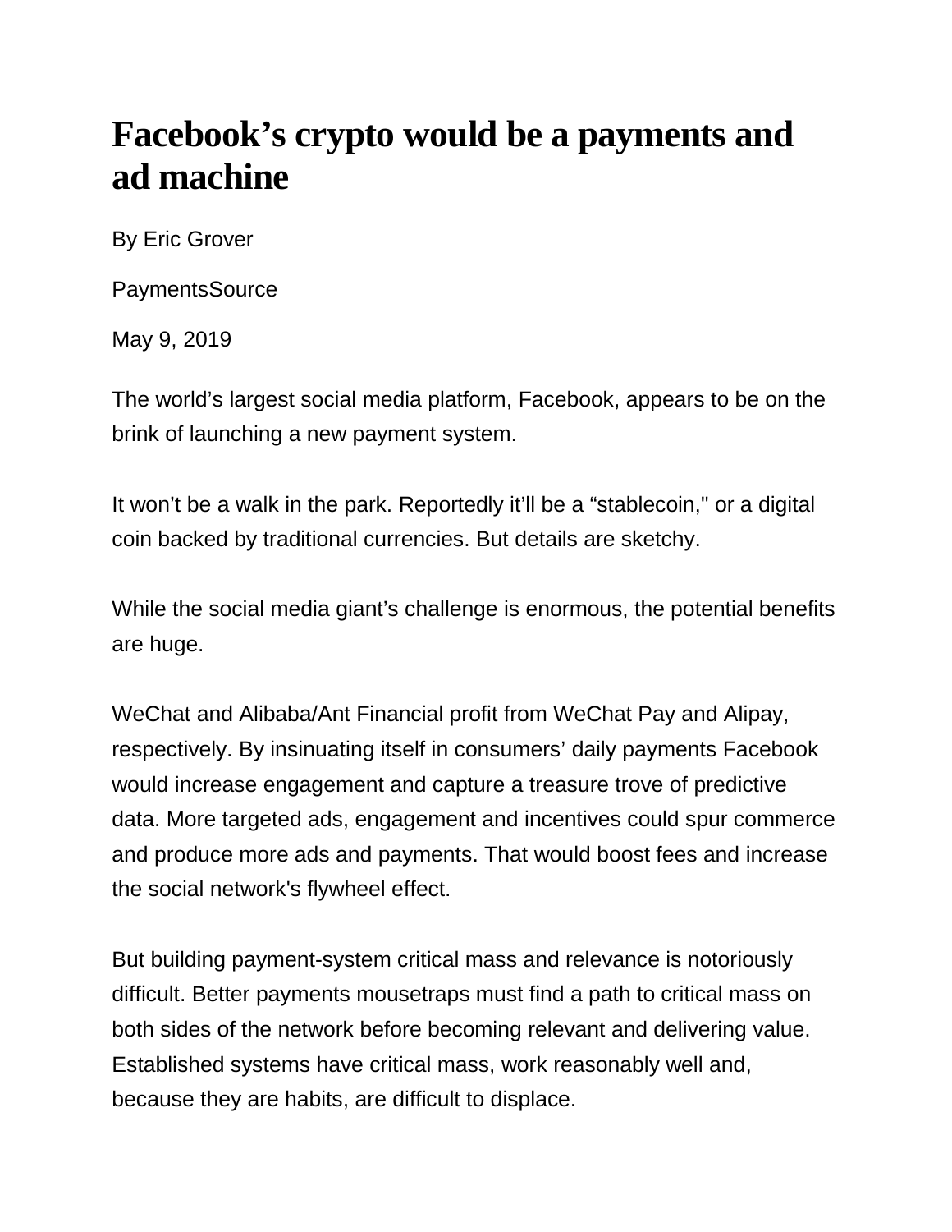# Facebook’s crypto would be a payments and ad machine

By Eric Grover

PaymentsSource

May 9, 2019

The world’s largest social media platform, Facebook, appears to be on the brink of launching a new payment system.

It won’t be a walk in the park. Reportedly it’ll be a “stablecoin," or a digital coin backed by traditional currencies. But details are sketchy.

While the social media giant’s challenge is enormous, the potential benefits are huge.

WeChat and Alibaba/Ant Financial profit from WeChat Pay and Alipay, respectively. By insinuating itself in consumers’ daily payments Facebook would increase engagement and capture a treasure trove of predictive data. More targeted ads, engagement and incentives could spur commerce and produce more ads and payments. That would boost fees and increase the social network's flywheel effect.

But building payment-system critical mass and relevance is notoriously difficult. Better payments mousetraps must find a path to critical mass on both sides of the network before becoming relevant and delivering value. Established systems have critical mass, work reasonably well and, because they are habits, are difficult to displace.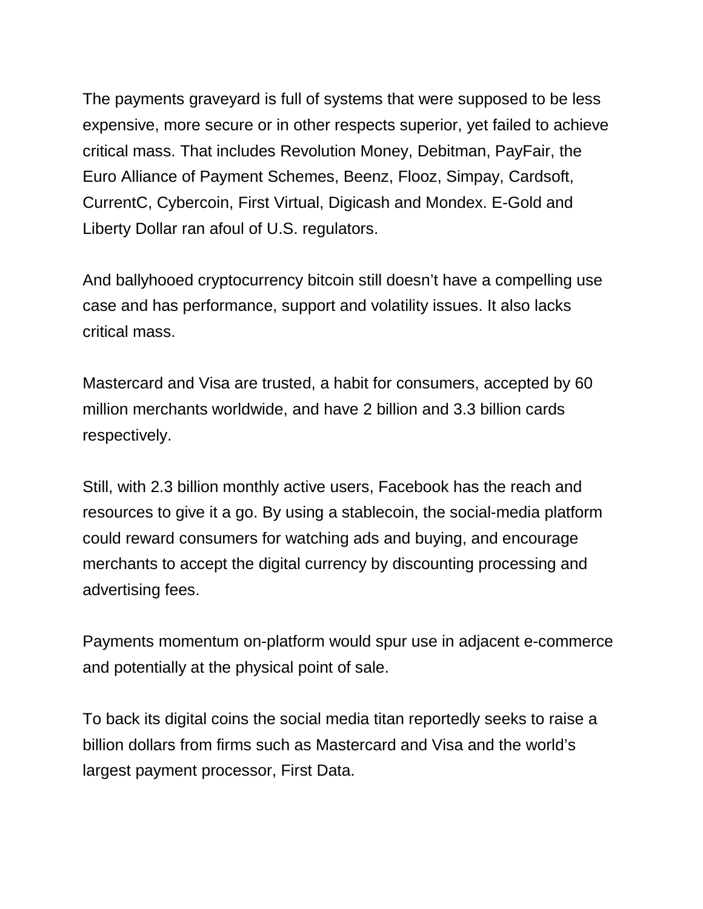The payments graveyard is full of systems that were supposed to be less expensive, more secure or in other respects superior, yet failed to achieve critical mass. That includes Revolution Money, Debitman, PayFair, the Euro Alliance of Payment Schemes, Beenz, Flooz, Simpay, Cardsoft, CurrentC, Cybercoin, First Virtual, Digicash and Mondex. E-Gold and Liberty Dollar ran afoul of U.S. regulators.

And ballyhooed cryptocurrency bitcoin still doesn't have a compelling use case and has performance, support and volatility issues. It also lacks critical mass.

Mastercard and Visa are trusted, a habit for consumers, accepted by 60 million merchants worldwide, and have 2 billion and 3.3 billion cards respectively.

Still, with 2.3 billion monthly active users, Facebook has the reach and resources to give it a go. By using a stablecoin, the social-media platform could reward consumers for watching ads and buying, and encourage merchants to accept the digital currency by discounting processing and advertising fees.

Payments momentum on-platform would spur use in adjacent e-commerce and potentially at the physical point of sale.

To back its digital coins the social media titan reportedly seeks to raise a billion dollars from firms such as Mastercard and Visa and the world's largest payment processor, First Data.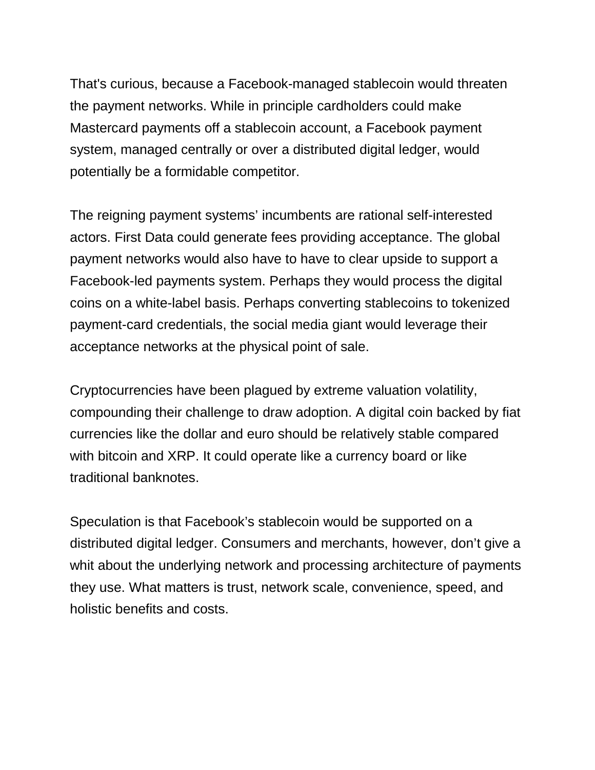That's curious, because a Facebook-managed stablecoin would threaten the payment networks. While in principle cardholders could make Mastercard payments off a stablecoin account, a Facebook payment system, managed centrally or over a distributed digital ledger, would potentially be a formidable competitor.

The reigning payment systems' incumbents are rational self-interested actors. First Data could generate fees providing acceptance. The global payment networks would also have to have to clear upside to support a Facebook-led payments system. Perhaps they would process the digital coins on a white-label basis. Perhaps converting stablecoins to tokenized payment-card credentials, the social media giant would leverage their acceptance networks at the physical point of sale.

Cryptocurrencies have been plagued by extreme valuation volatility, compounding their challenge to draw adoption. A digital coin backed by fiat currencies like the dollar and euro should be relatively stable compared with bitcoin and XRP. It could operate like a currency board or like traditional banknotes.

Speculation is that Facebook's stablecoin would be supported on a distributed digital ledger. Consumers and merchants, however, don't give a whit about the underlying network and processing architecture of payments they use. What matters is trust, network scale, convenience, speed, and holistic benefits and costs.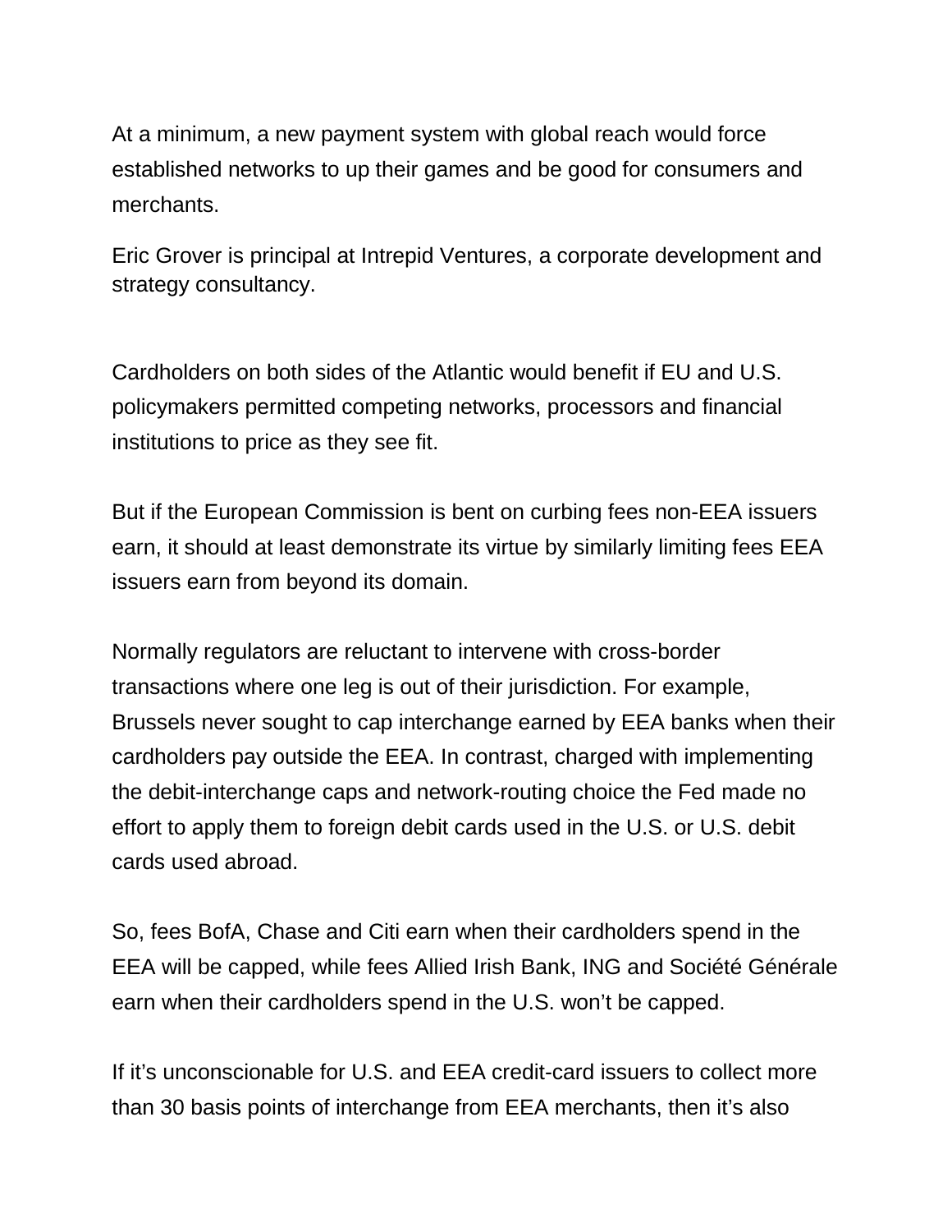At a minimum, a new payment system with global reach would force established networks to up their games and be good for consumers and merchants.

Eric Grover is principal at Intrepid Ventures, a corporate development and strategy consultancy.

Cardholders on both sides of the Atlantic would benefit if EU and U.S. policymakers permitted competing networks, processors and financial institutions to price as they see fit.

But if the European Commission is bent on curbing fees non-EEA issuers earn, it should at least demonstrate its virtue by similarly limiting fees EEA issuers earn from beyond its domain.

Normally regulators are reluctant to intervene with cross-border transactions where one leg is out of their jurisdiction. For example, Brussels never sought to cap interchange earned by EEA banks when their cardholders pay outside the EEA. In contrast, charged with implementing the debit-interchange caps and network-routing choice the Fed made no effort to apply them to foreign debit cards used in the U.S. or U.S. debit cards used abroad.

So, fees BofA, Chase and Citi earn when their cardholders spend in the EEA will be capped, while fees Allied Irish Bank, ING and Société Générale earn when their cardholders spend in the U.S. won't be capped.

If it's unconscionable for U.S. and EEA credit-card issuers to collect more than 30 basis points of interchange from EEA merchants, then it's also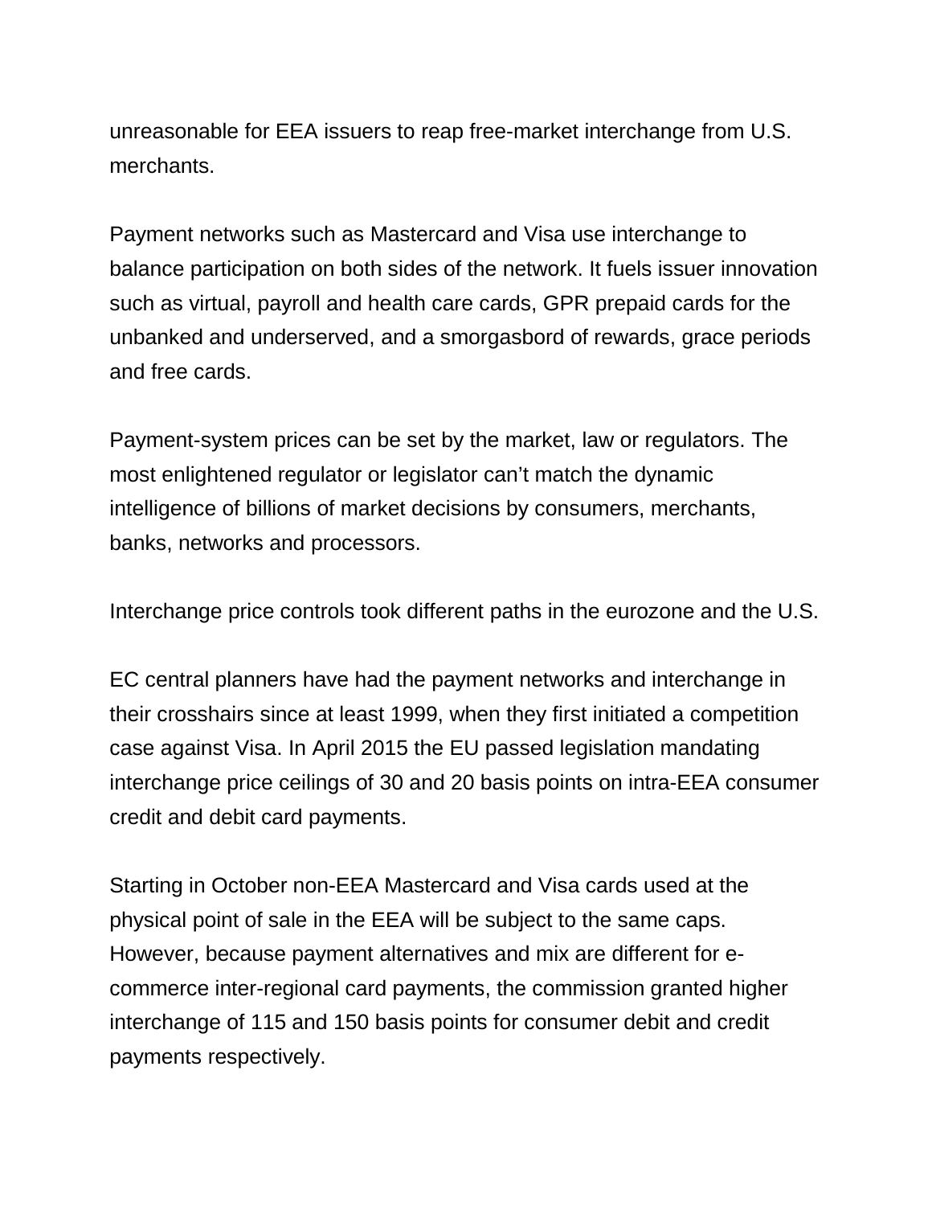unreasonable for EEA issuers to reap free-market interchange from U.S. merchants.

Payment networks such as Mastercard and Visa use interchange to balance participation on both sides of the network. It fuels issuer innovation such as virtual, payroll and health care cards, GPR prepaid cards for the unbanked and underserved, and a smorgasbord of rewards, grace periods and free cards.

Payment-system prices can be set by the market, law or regulators. The most enlightened regulator or legislator can't match the dynamic intelligence of billions of market decisions by consumers, merchants, banks, networks and processors.

Interchange price controls took different paths in the eurozone and the U.S.

EC central planners have had the payment networks and interchange in their crosshairs since at least 1999, when they first initiated a competition case against Visa. In April 2015 the EU passed legislation mandating interchange price ceilings of 30 and 20 basis points on intra-EEA consumer credit and debit card payments.

Starting in October non-EEA Mastercard and Visa cards used at the physical point of sale in the EEA will be subject to the same caps. However, because payment alternatives and mix are different for e-commerce inter-regional card payments, the commission granted higher interchange of 115 and 150 basis points for consumer debit and credit payments respectively.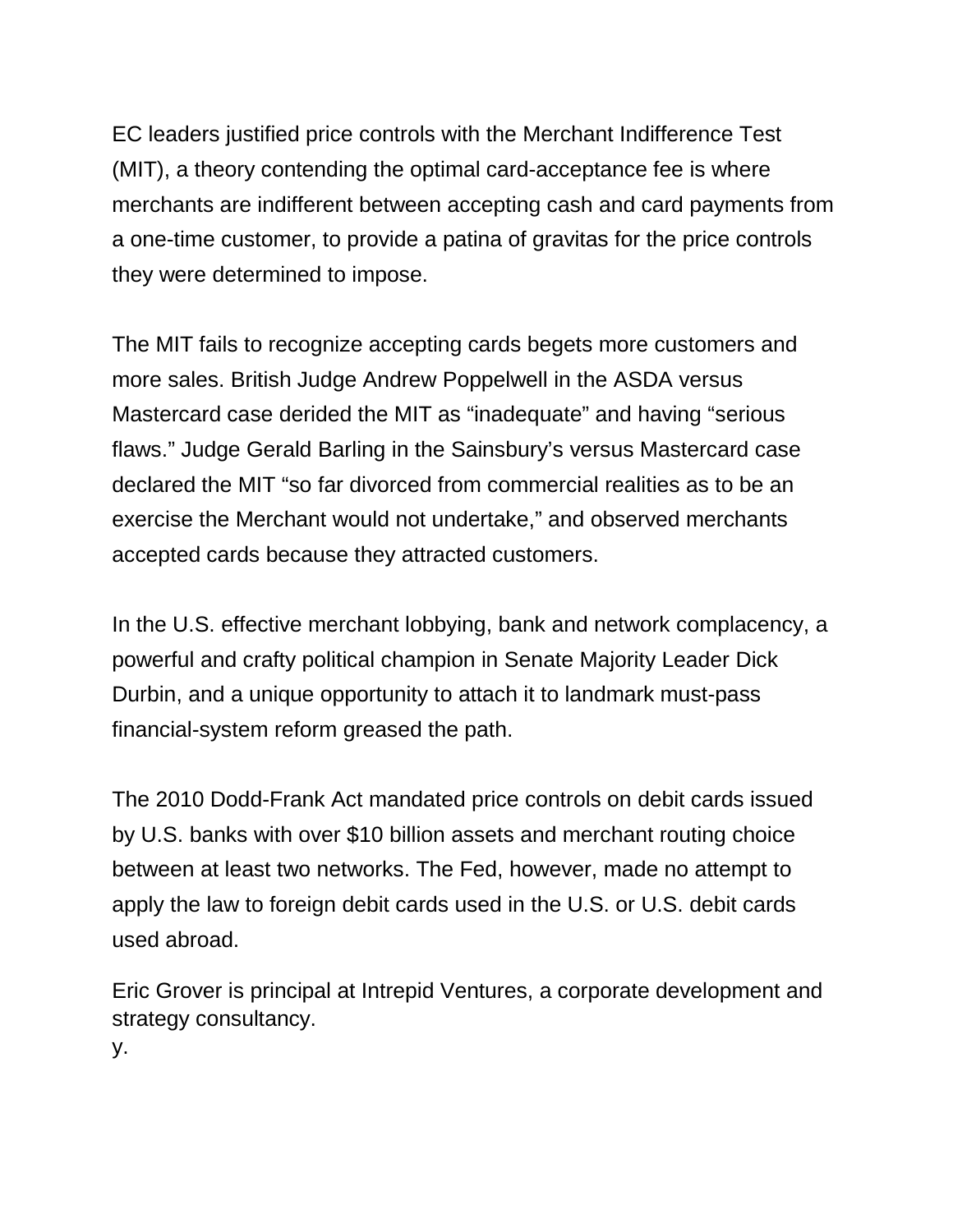EC leaders justified price controls with the Merchant Indifference Test (MIT), a theory contending the optimal card-acceptance fee is where merchants are indifferent between accepting cash and card payments from a one-time customer, to provide a patina of gravitas for the price controls they were determined to impose.

The MIT fails to recognize accepting cards begets more customers and more sales. British Judge Andrew Poppelwell in the ASDA versus Mastercard case derided the MIT as "inadequate" and having "serious flaws." Judge Gerald Barling in the Sainsbury's versus Mastercard case declared the MIT "so far divorced from commercial realities as to be an exercise the Merchant would not undertake," and observed merchants accepted cards because they attracted customers.

In the U.S. effective merchant lobbying, bank and network complacency, a powerful and crafty political champion in Senate Majority Leader Dick Durbin, and a unique opportunity to attach it to landmark must-pass financial-system reform greased the path.

The 2010 Dodd-Frank Act mandated price controls on debit cards issued by U.S. banks with over $10 billion assets and merchant routing choice between at least two networks. The Fed, however, made no attempt to apply the law to foreign debit cards used in the U.S. or U.S. debit cards used abroad.

Eric Grover is principal at Intrepid Ventures, a corporate development and strategy consultancy.
y.